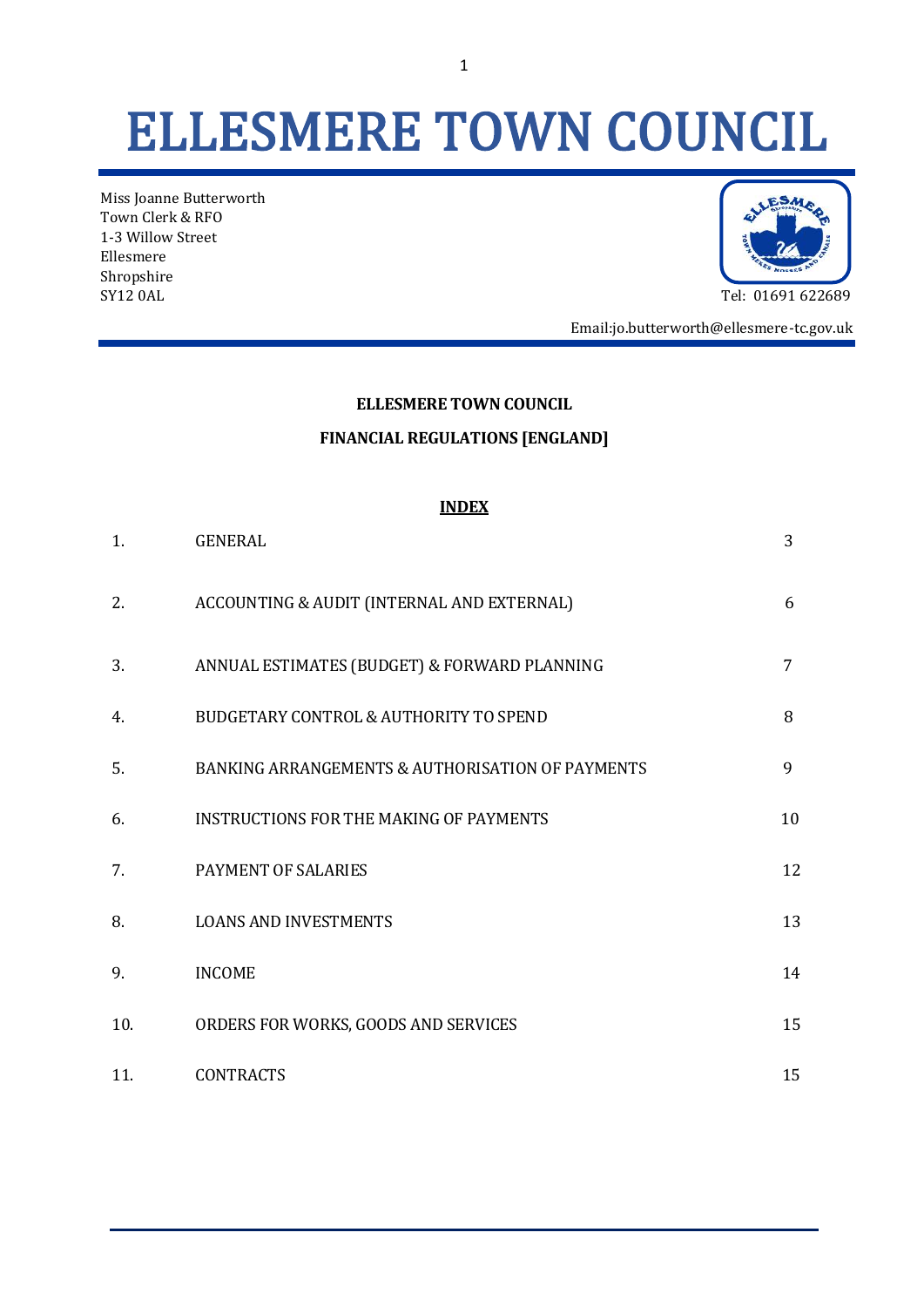# ELLESMERE TOWN COUNCIL

Miss Joanne Butterworth
Town Clerk & RFO
1-3 Willow Street
Ellesmere
Shropshire
SY12 0AL

Tel: 01691 622689

Email:jo.butterworth@ellesmere-tc.gov.uk

**ELLESMERE TOWN COUNCIL**

**FINANCIAL REGULATIONS [ENGLAND]**

**INDEX**

| | | |
|---|---|---|
| 1. | GENERAL | 3 |
| 2. | ACCOUNTING & AUDIT (INTERNAL AND EXTERNAL) | 6 |
| 3. | ANNUAL ESTIMATES (BUDGET) & FORWARD PLANNING | 7 |
| 4. | BUDGETARY CONTROL & AUTHORITY TO SPEND | 8 |
| 5. | BANKING ARRANGEMENTS & AUTHORISATION OF PAYMENTS | 9 |
| 6. | INSTRUCTIONS FOR THE MAKING OF PAYMENTS | 10 |
| 7. | PAYMENT OF SALARIES | 12 |
| 8. | LOANS AND INVESTMENTS | 13 |
| 9. | INCOME | 14 |
| 10. | ORDERS FOR WORKS, GOODS AND SERVICES | 15 |
| 11. | CONTRACTS | 15 |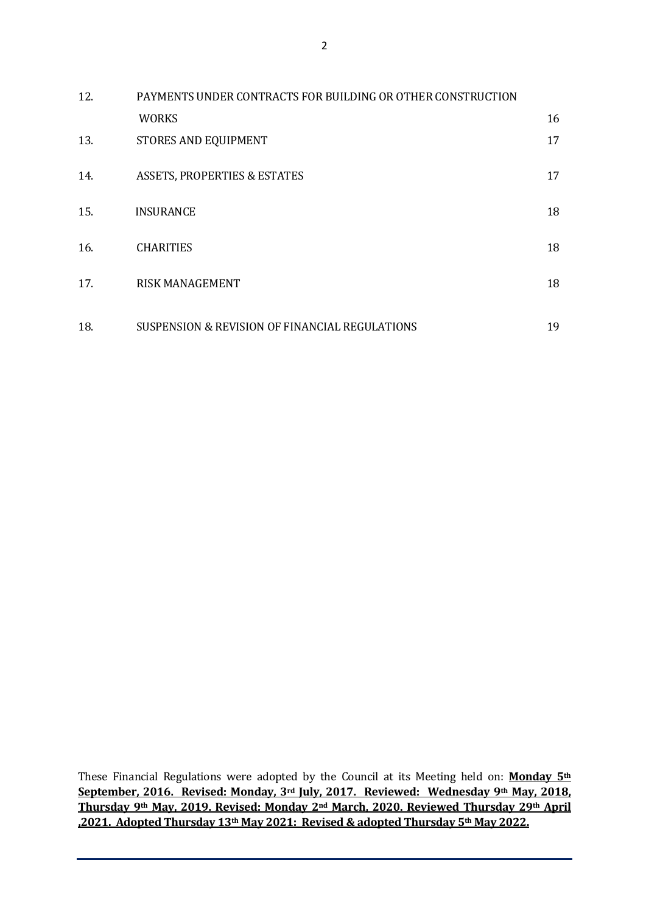| | | |
|---|---|---|
| 12. | PAYMENTS UNDER CONTRACTS FOR BUILDING OR OTHER CONSTRUCTION WORKS | 16 |
| 13. | STORES AND EQUIPMENT | 17 |
| 14. | ASSETS, PROPERTIES & ESTATES | 17 |
| 15. | INSURANCE | 18 |
| 16. | CHARITIES | 18 |
| 17. | RISK MANAGEMENT | 18 |
| 18. | SUSPENSION & REVISION OF FINANCIAL REGULATIONS | 19 |

These Financial Regulations were adopted by the Council at its Meeting held on: **Monday 5th September, 2016. Revised: Monday, 3rd July, 2017. Reviewed: Wednesday 9th May, 2018, Thursday 9th May, 2019. Revised: Monday 2nd March, 2020. Reviewed Thursday 29th April ,2021. Adopted Thursday 13th May 2021: Revised & adopted Thursday 5th May 2022.**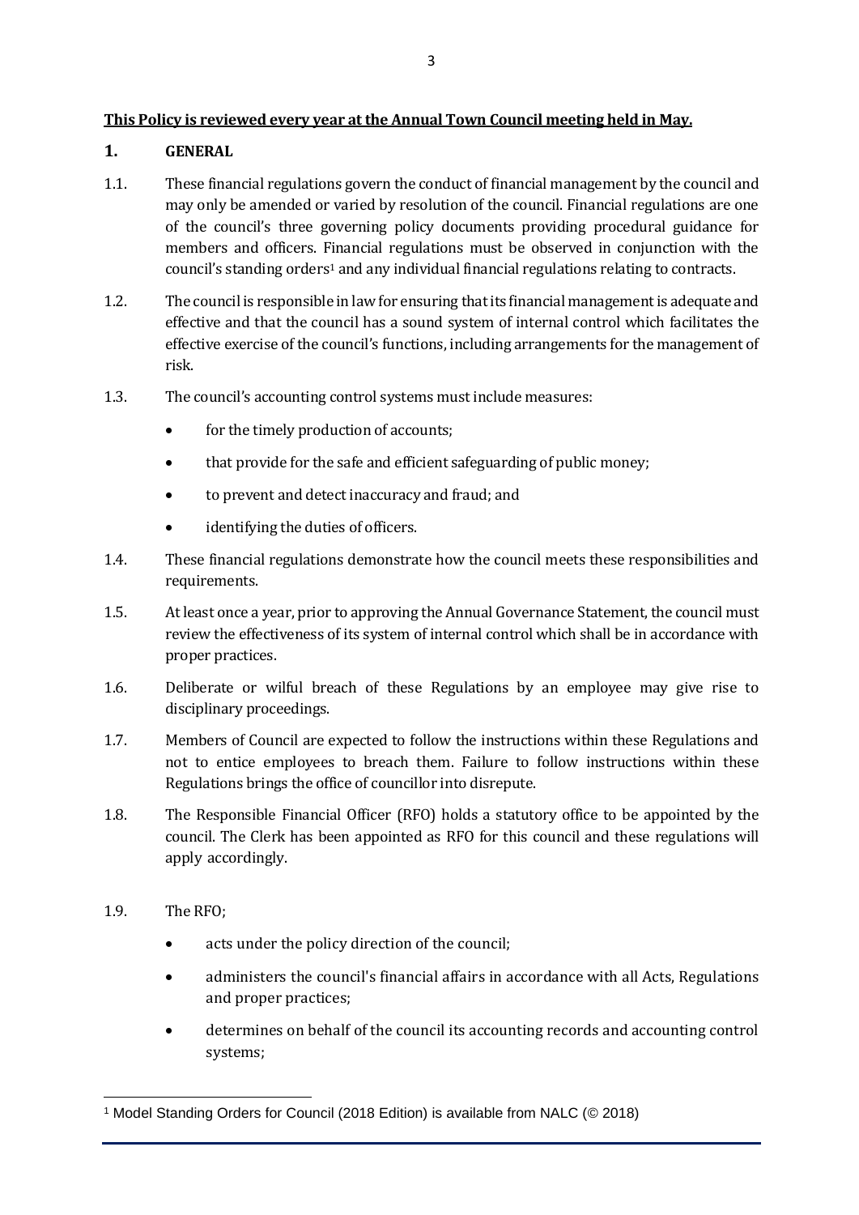**This Policy is reviewed every year at the Annual Town Council meeting held in May.**

## 1. GENERAL

1.1. These financial regulations govern the conduct of financial management by the council and may only be amended or varied by resolution of the council. Financial regulations are one of the council's three governing policy documents providing procedural guidance for members and officers. Financial regulations must be observed in conjunction with the council's standing orders[1] and any individual financial regulations relating to contracts.

1.2. The council is responsible in law for ensuring that its financial management is adequate and effective and that the council has a sound system of internal control which facilitates the effective exercise of the council's functions, including arrangements for the management of risk.

1.3. The council's accounting control systems must include measures:

- for the timely production of accounts;
- that provide for the safe and efficient safeguarding of public money;
- to prevent and detect inaccuracy and fraud; and
- identifying the duties of officers.

1.4. These financial regulations demonstrate how the council meets these responsibilities and requirements.

1.5. At least once a year, prior to approving the Annual Governance Statement, the council must review the effectiveness of its system of internal control which shall be in accordance with proper practices.

1.6. Deliberate or wilful breach of these Regulations by an employee may give rise to disciplinary proceedings.

1.7. Members of Council are expected to follow the instructions within these Regulations and not to entice employees to breach them. Failure to follow instructions within these Regulations brings the office of councillor into disrepute.

1.8. The Responsible Financial Officer (RFO) holds a statutory office to be appointed by the council. The Clerk has been appointed as RFO for this council and these regulations will apply accordingly.

1.9. The RFO;

- acts under the policy direction of the council;
- administers the council's financial affairs in accordance with all Acts, Regulations and proper practices;
- determines on behalf of the council its accounting records and accounting control systems;

[1] Model Standing Orders for Council (2018 Edition) is available from NALC (© 2018)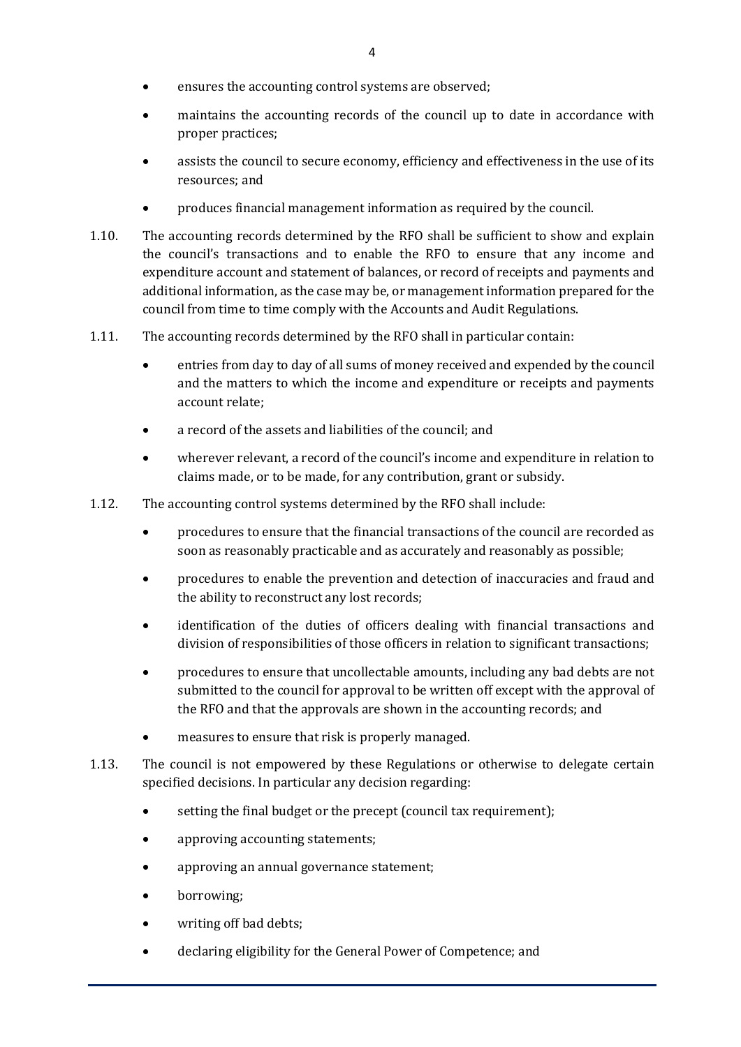- ensures the accounting control systems are observed;
- maintains the accounting records of the council up to date in accordance with proper practices;
- assists the council to secure economy, efficiency and effectiveness in the use of its resources; and
- produces financial management information as required by the council.

1.10. The accounting records determined by the RFO shall be sufficient to show and explain the council's transactions and to enable the RFO to ensure that any income and expenditure account and statement of balances, or record of receipts and payments and additional information, as the case may be, or management information prepared for the council from time to time comply with the Accounts and Audit Regulations.

1.11. The accounting records determined by the RFO shall in particular contain:

- entries from day to day of all sums of money received and expended by the council and the matters to which the income and expenditure or receipts and payments account relate;
- a record of the assets and liabilities of the council; and
- wherever relevant, a record of the council's income and expenditure in relation to claims made, or to be made, for any contribution, grant or subsidy.

1.12. The accounting control systems determined by the RFO shall include:

- procedures to ensure that the financial transactions of the council are recorded as soon as reasonably practicable and as accurately and reasonably as possible;
- procedures to enable the prevention and detection of inaccuracies and fraud and the ability to reconstruct any lost records;
- identification of the duties of officers dealing with financial transactions and division of responsibilities of those officers in relation to significant transactions;
- procedures to ensure that uncollectable amounts, including any bad debts are not submitted to the council for approval to be written off except with the approval of the RFO and that the approvals are shown in the accounting records; and
- measures to ensure that risk is properly managed.

1.13. The council is not empowered by these Regulations or otherwise to delegate certain specified decisions. In particular any decision regarding:

- setting the final budget or the precept (council tax requirement);
- approving accounting statements;
- approving an annual governance statement;
- borrowing;
- writing off bad debts;
- declaring eligibility for the General Power of Competence; and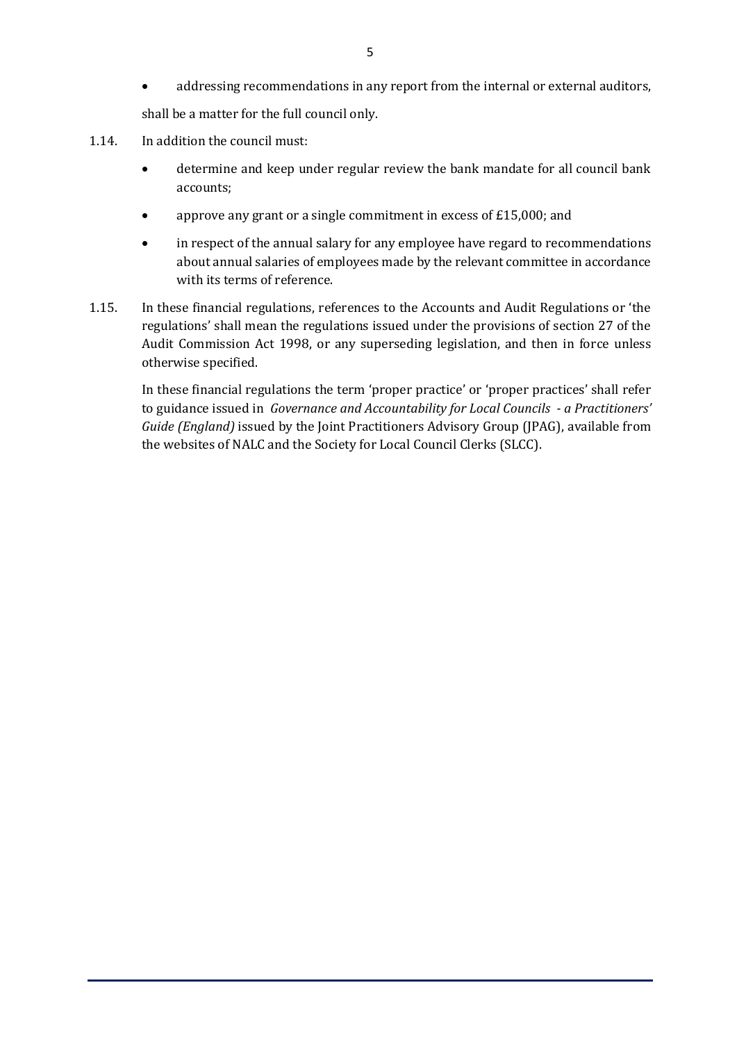- addressing recommendations in any report from the internal or external auditors,

shall be a matter for the full council only.

1.14. In addition the council must:

- determine and keep under regular review the bank mandate for all council bank accounts;
- approve any grant or a single commitment in excess of £15,000; and
- in respect of the annual salary for any employee have regard to recommendations about annual salaries of employees made by the relevant committee in accordance with its terms of reference.

1.15. In these financial regulations, references to the Accounts and Audit Regulations or 'the regulations' shall mean the regulations issued under the provisions of section 27 of the Audit Commission Act 1998, or any superseding legislation, and then in force unless otherwise specified.

In these financial regulations the term 'proper practice' or 'proper practices' shall refer to guidance issued in *Governance and Accountability for Local Councils - a Practitioners' Guide (England)* issued by the Joint Practitioners Advisory Group (JPAG), available from the websites of NALC and the Society for Local Council Clerks (SLCC).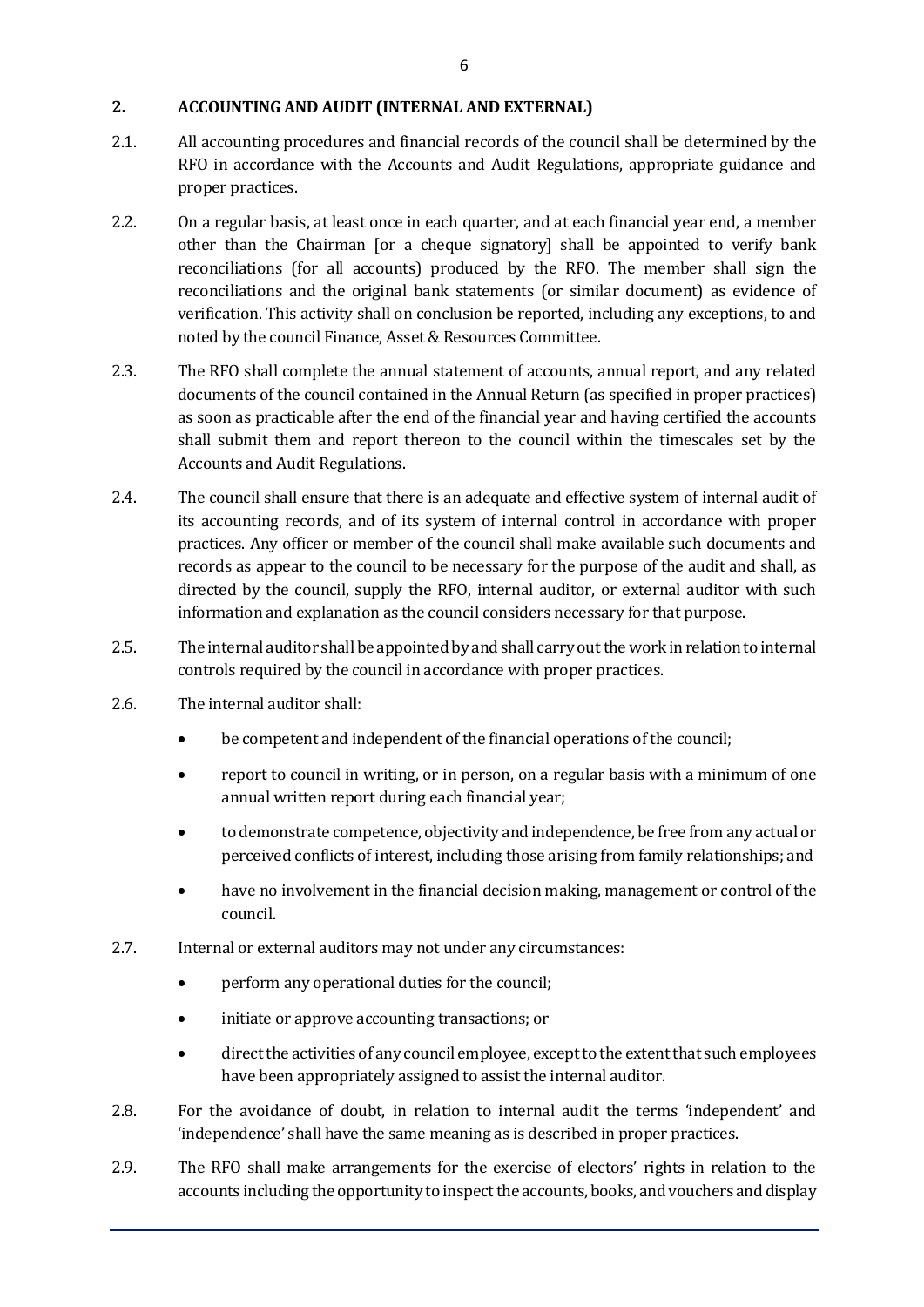## 2. ACCOUNTING AND AUDIT (INTERNAL AND EXTERNAL)

2.1. All accounting procedures and financial records of the council shall be determined by the RFO in accordance with the Accounts and Audit Regulations, appropriate guidance and proper practices.

2.2. On a regular basis, at least once in each quarter, and at each financial year end, a member other than the Chairman [or a cheque signatory] shall be appointed to verify bank reconciliations (for all accounts) produced by the RFO. The member shall sign the reconciliations and the original bank statements (or similar document) as evidence of verification. This activity shall on conclusion be reported, including any exceptions, to and noted by the council Finance, Asset & Resources Committee.

2.3. The RFO shall complete the annual statement of accounts, annual report, and any related documents of the council contained in the Annual Return (as specified in proper practices) as soon as practicable after the end of the financial year and having certified the accounts shall submit them and report thereon to the council within the timescales set by the Accounts and Audit Regulations.

2.4. The council shall ensure that there is an adequate and effective system of internal audit of its accounting records, and of its system of internal control in accordance with proper practices. Any officer or member of the council shall make available such documents and records as appear to the council to be necessary for the purpose of the audit and shall, as directed by the council, supply the RFO, internal auditor, or external auditor with such information and explanation as the council considers necessary for that purpose.

2.5. The internal auditor shall be appointed by and shall carry out the work in relation to internal controls required by the council in accordance with proper practices.

2.6. The internal auditor shall:

- be competent and independent of the financial operations of the council;
- report to council in writing, or in person, on a regular basis with a minimum of one annual written report during each financial year;
- to demonstrate competence, objectivity and independence, be free from any actual or perceived conflicts of interest, including those arising from family relationships; and
- have no involvement in the financial decision making, management or control of the council.

2.7. Internal or external auditors may not under any circumstances:

- perform any operational duties for the council;
- initiate or approve accounting transactions; or
- direct the activities of any council employee, except to the extent that such employees have been appropriately assigned to assist the internal auditor.

2.8. For the avoidance of doubt, in relation to internal audit the terms 'independent' and 'independence' shall have the same meaning as is described in proper practices.

2.9. The RFO shall make arrangements for the exercise of electors' rights in relation to the accounts including the opportunity to inspect the accounts, books, and vouchers and display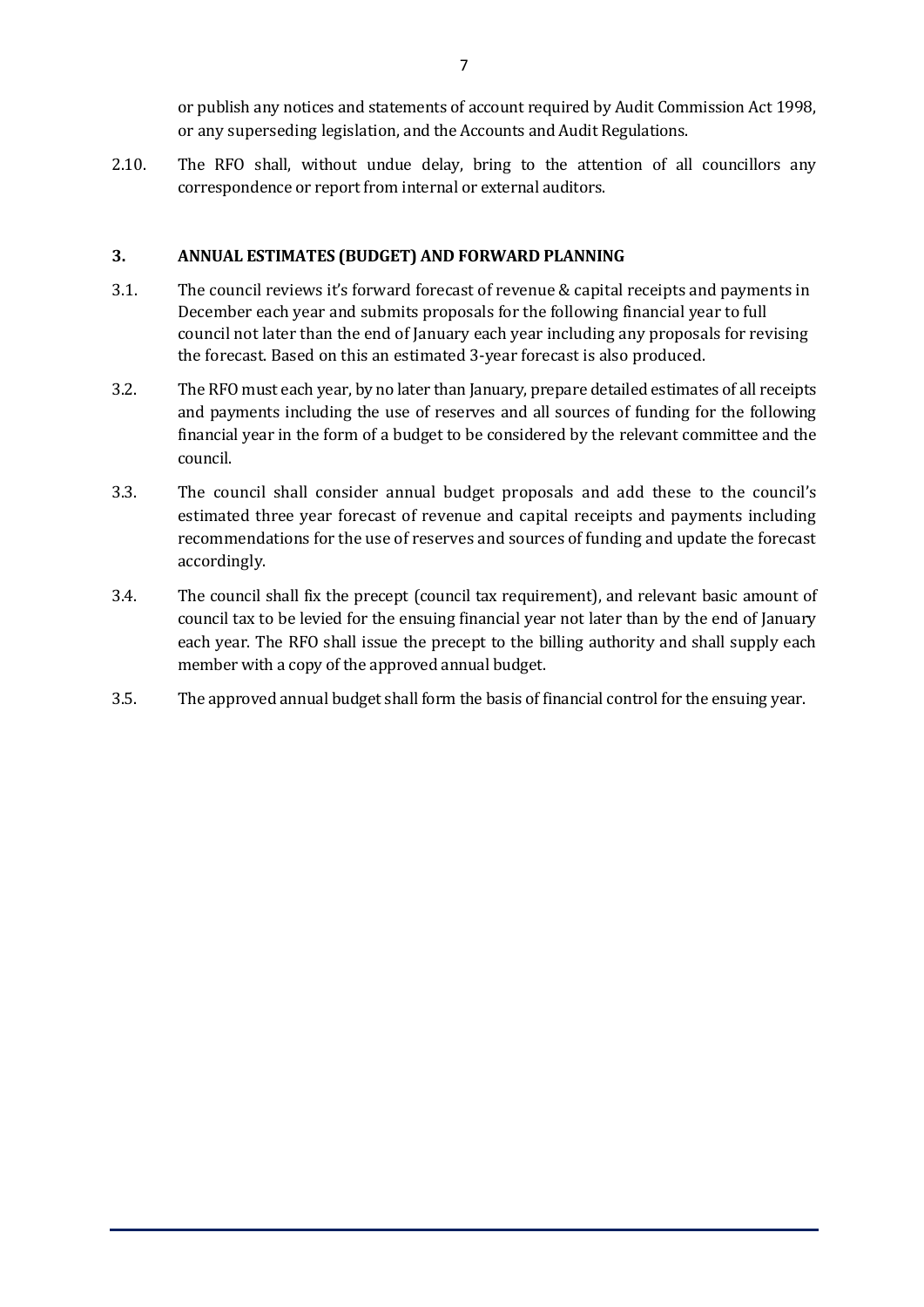or publish any notices and statements of account required by Audit Commission Act 1998, or any superseding legislation, and the Accounts and Audit Regulations.

2.10. The RFO shall, without undue delay, bring to the attention of all councillors any correspondence or report from internal or external auditors.

## 3. ANNUAL ESTIMATES (BUDGET) AND FORWARD PLANNING

3.1. The council reviews it's forward forecast of revenue & capital receipts and payments in December each year and submits proposals for the following financial year to full council not later than the end of January each year including any proposals for revising the forecast. Based on this an estimated 3-year forecast is also produced.

3.2. The RFO must each year, by no later than January, prepare detailed estimates of all receipts and payments including the use of reserves and all sources of funding for the following financial year in the form of a budget to be considered by the relevant committee and the council.

3.3. The council shall consider annual budget proposals and add these to the council's estimated three year forecast of revenue and capital receipts and payments including recommendations for the use of reserves and sources of funding and update the forecast accordingly.

3.4. The council shall fix the precept (council tax requirement), and relevant basic amount of council tax to be levied for the ensuing financial year not later than by the end of January each year. The RFO shall issue the precept to the billing authority and shall supply each member with a copy of the approved annual budget.

3.5. The approved annual budget shall form the basis of financial control for the ensuing year.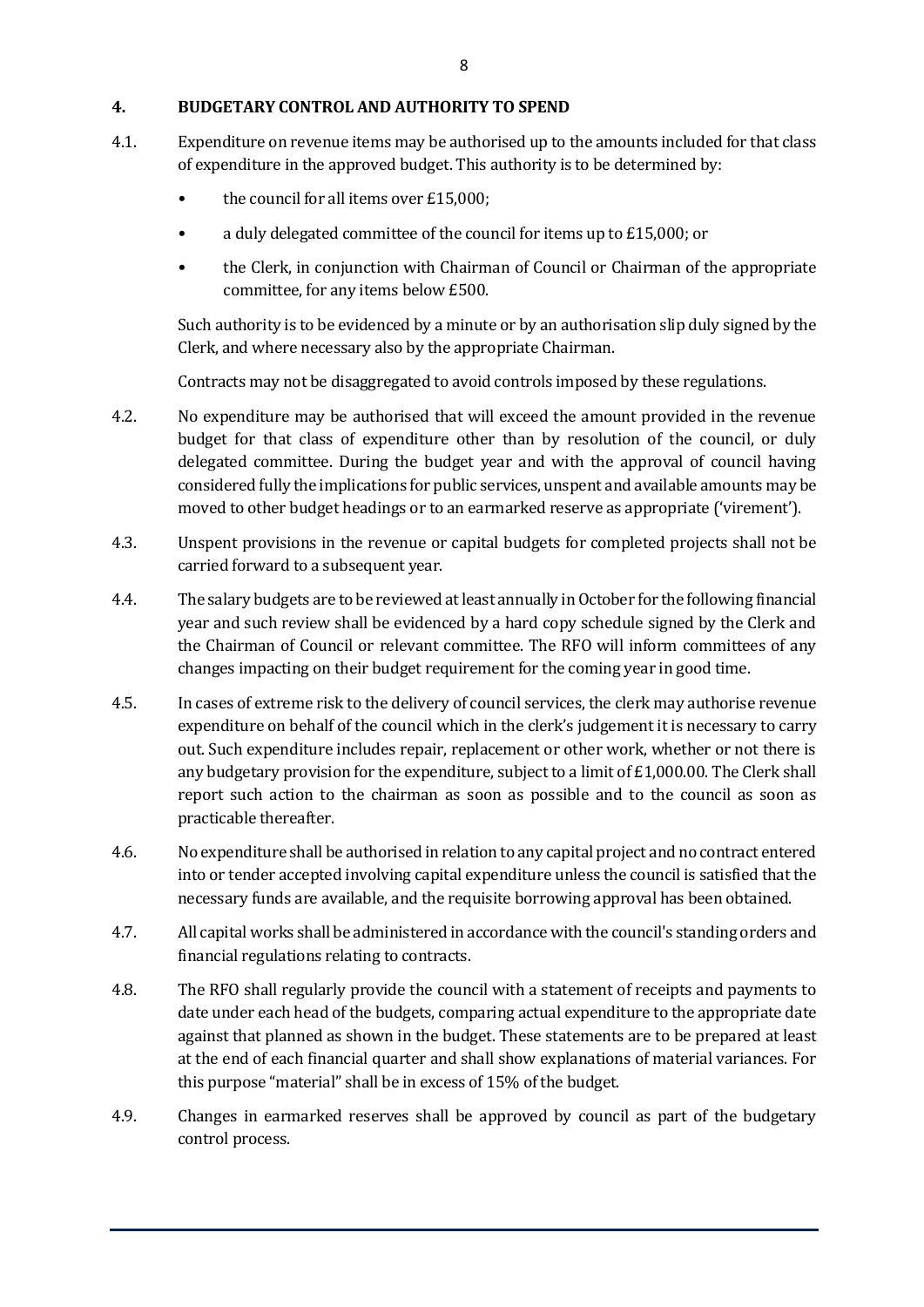## 4. BUDGETARY CONTROL AND AUTHORITY TO SPEND

4.1. Expenditure on revenue items may be authorised up to the amounts included for that class of expenditure in the approved budget. This authority is to be determined by:

- the council for all items over £15,000;
- a duly delegated committee of the council for items up to £15,000; or
- the Clerk, in conjunction with Chairman of Council or Chairman of the appropriate committee, for any items below £500.

Such authority is to be evidenced by a minute or by an authorisation slip duly signed by the Clerk, and where necessary also by the appropriate Chairman.

Contracts may not be disaggregated to avoid controls imposed by these regulations.

4.2. No expenditure may be authorised that will exceed the amount provided in the revenue budget for that class of expenditure other than by resolution of the council, or duly delegated committee. During the budget year and with the approval of council having considered fully the implications for public services, unspent and available amounts may be moved to other budget headings or to an earmarked reserve as appropriate ('virement').

4.3. Unspent provisions in the revenue or capital budgets for completed projects shall not be carried forward to a subsequent year.

4.4. The salary budgets are to be reviewed at least annually in October for the following financial year and such review shall be evidenced by a hard copy schedule signed by the Clerk and the Chairman of Council or relevant committee. The RFO will inform committees of any changes impacting on their budget requirement for the coming year in good time.

4.5. In cases of extreme risk to the delivery of council services, the clerk may authorise revenue expenditure on behalf of the council which in the clerk's judgement it is necessary to carry out. Such expenditure includes repair, replacement or other work, whether or not there is any budgetary provision for the expenditure, subject to a limit of £1,000.00. The Clerk shall report such action to the chairman as soon as possible and to the council as soon as practicable thereafter.

4.6. No expenditure shall be authorised in relation to any capital project and no contract entered into or tender accepted involving capital expenditure unless the council is satisfied that the necessary funds are available, and the requisite borrowing approval has been obtained.

4.7. All capital works shall be administered in accordance with the council's standing orders and financial regulations relating to contracts.

4.8. The RFO shall regularly provide the council with a statement of receipts and payments to date under each head of the budgets, comparing actual expenditure to the appropriate date against that planned as shown in the budget. These statements are to be prepared at least at the end of each financial quarter and shall show explanations of material variances. For this purpose "material" shall be in excess of 15% of the budget.

4.9. Changes in earmarked reserves shall be approved by council as part of the budgetary control process.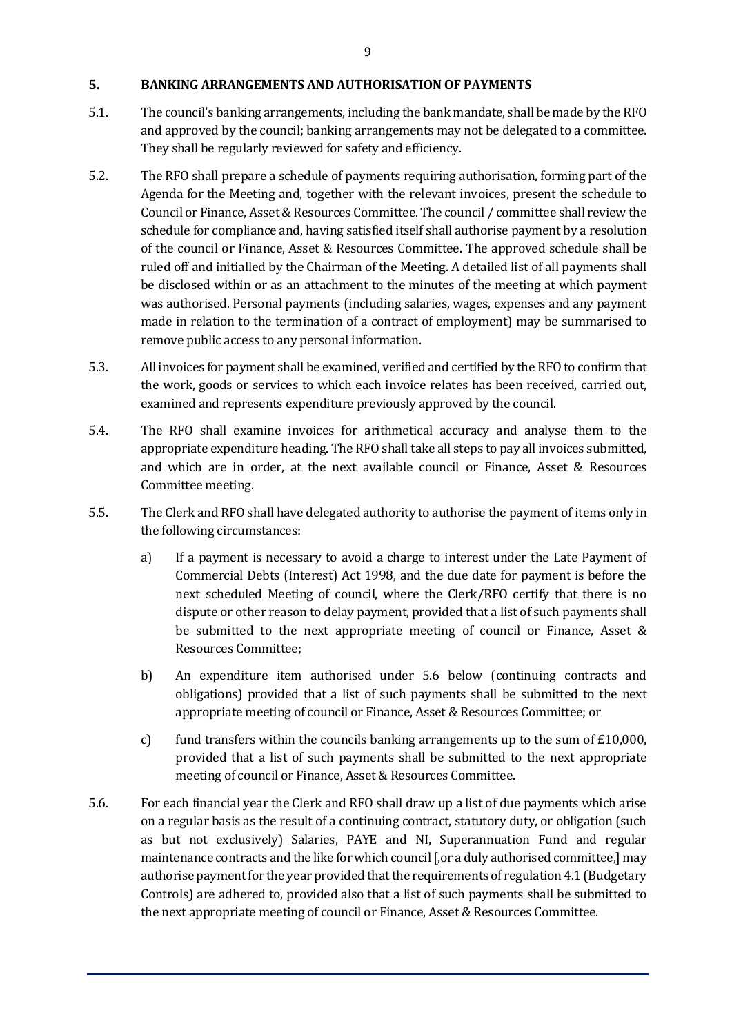## 5. BANKING ARRANGEMENTS AND AUTHORISATION OF PAYMENTS

5.1. The council's banking arrangements, including the bank mandate, shall be made by the RFO and approved by the council; banking arrangements may not be delegated to a committee. They shall be regularly reviewed for safety and efficiency.

5.2. The RFO shall prepare a schedule of payments requiring authorisation, forming part of the Agenda for the Meeting and, together with the relevant invoices, present the schedule to Council or Finance, Asset & Resources Committee. The council / committee shall review the schedule for compliance and, having satisfied itself shall authorise payment by a resolution of the council or Finance, Asset & Resources Committee. The approved schedule shall be ruled off and initialled by the Chairman of the Meeting. A detailed list of all payments shall be disclosed within or as an attachment to the minutes of the meeting at which payment was authorised. Personal payments (including salaries, wages, expenses and any payment made in relation to the termination of a contract of employment) may be summarised to remove public access to any personal information.

5.3. All invoices for payment shall be examined, verified and certified by the RFO to confirm that the work, goods or services to which each invoice relates has been received, carried out, examined and represents expenditure previously approved by the council.

5.4. The RFO shall examine invoices for arithmetical accuracy and analyse them to the appropriate expenditure heading. The RFO shall take all steps to pay all invoices submitted, and which are in order, at the next available council or Finance, Asset & Resources Committee meeting.

5.5. The Clerk and RFO shall have delegated authority to authorise the payment of items only in the following circumstances:

a) If a payment is necessary to avoid a charge to interest under the Late Payment of Commercial Debts (Interest) Act 1998, and the due date for payment is before the next scheduled Meeting of council, where the Clerk/RFO certify that there is no dispute or other reason to delay payment, provided that a list of such payments shall be submitted to the next appropriate meeting of council or Finance, Asset & Resources Committee;

b) An expenditure item authorised under 5.6 below (continuing contracts and obligations) provided that a list of such payments shall be submitted to the next appropriate meeting of council or Finance, Asset & Resources Committee; or

c) fund transfers within the councils banking arrangements up to the sum of £10,000, provided that a list of such payments shall be submitted to the next appropriate meeting of council or Finance, Asset & Resources Committee.

5.6. For each financial year the Clerk and RFO shall draw up a list of due payments which arise on a regular basis as the result of a continuing contract, statutory duty, or obligation (such as but not exclusively) Salaries, PAYE and NI, Superannuation Fund and regular maintenance contracts and the like for which council [,or a duly authorised committee,] may authorise payment for the year provided that the requirements of regulation 4.1 (Budgetary Controls) are adhered to, provided also that a list of such payments shall be submitted to the next appropriate meeting of council or Finance, Asset & Resources Committee.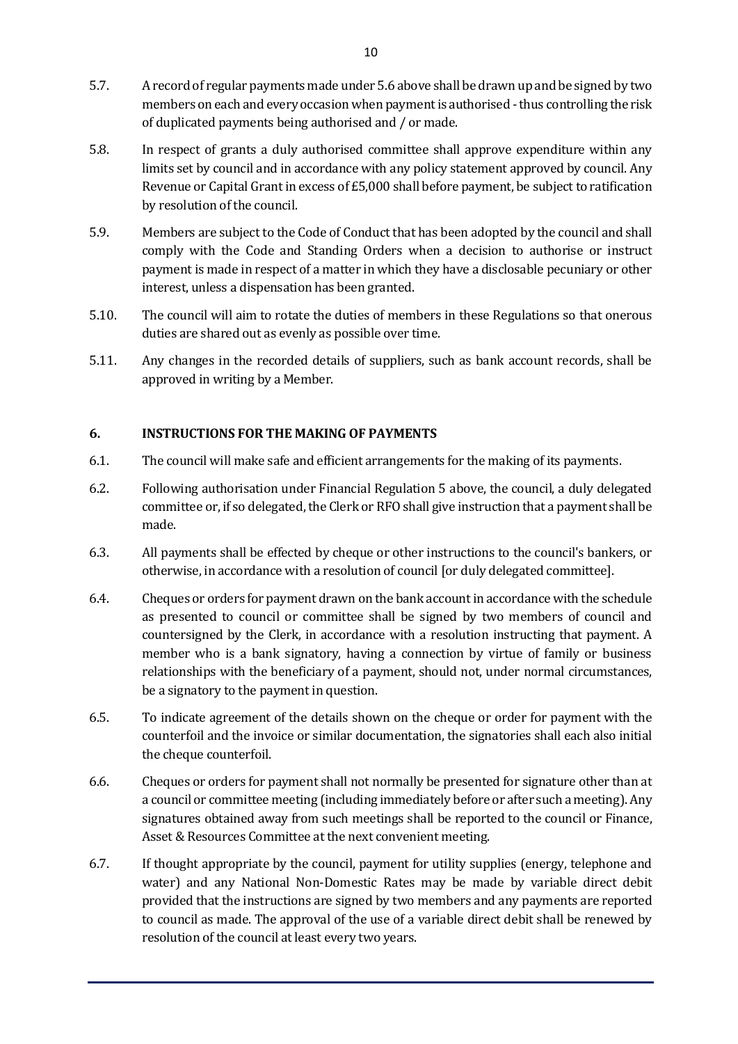5.7. A record of regular payments made under 5.6 above shall be drawn up and be signed by two members on each and every occasion when payment is authorised - thus controlling the risk of duplicated payments being authorised and / or made.

5.8. In respect of grants a duly authorised committee shall approve expenditure within any limits set by council and in accordance with any policy statement approved by council. Any Revenue or Capital Grant in excess of £5,000 shall before payment, be subject to ratification by resolution of the council.

5.9. Members are subject to the Code of Conduct that has been adopted by the council and shall comply with the Code and Standing Orders when a decision to authorise or instruct payment is made in respect of a matter in which they have a disclosable pecuniary or other interest, unless a dispensation has been granted.

5.10. The council will aim to rotate the duties of members in these Regulations so that onerous duties are shared out as evenly as possible over time.

5.11. Any changes in the recorded details of suppliers, such as bank account records, shall be approved in writing by a Member.

## 6. INSTRUCTIONS FOR THE MAKING OF PAYMENTS

6.1. The council will make safe and efficient arrangements for the making of its payments.

6.2. Following authorisation under Financial Regulation 5 above, the council, a duly delegated committee or, if so delegated, the Clerk or RFO shall give instruction that a payment shall be made.

6.3. All payments shall be effected by cheque or other instructions to the council's bankers, or otherwise, in accordance with a resolution of council [or duly delegated committee].

6.4. Cheques or orders for payment drawn on the bank account in accordance with the schedule as presented to council or committee shall be signed by two members of council and countersigned by the Clerk, in accordance with a resolution instructing that payment. A member who is a bank signatory, having a connection by virtue of family or business relationships with the beneficiary of a payment, should not, under normal circumstances, be a signatory to the payment in question.

6.5. To indicate agreement of the details shown on the cheque or order for payment with the counterfoil and the invoice or similar documentation, the signatories shall each also initial the cheque counterfoil.

6.6. Cheques or orders for payment shall not normally be presented for signature other than at a council or committee meeting (including immediately before or after such a meeting). Any signatures obtained away from such meetings shall be reported to the council or Finance, Asset & Resources Committee at the next convenient meeting.

6.7. If thought appropriate by the council, payment for utility supplies (energy, telephone and water) and any National Non-Domestic Rates may be made by variable direct debit provided that the instructions are signed by two members and any payments are reported to council as made. The approval of the use of a variable direct debit shall be renewed by resolution of the council at least every two years.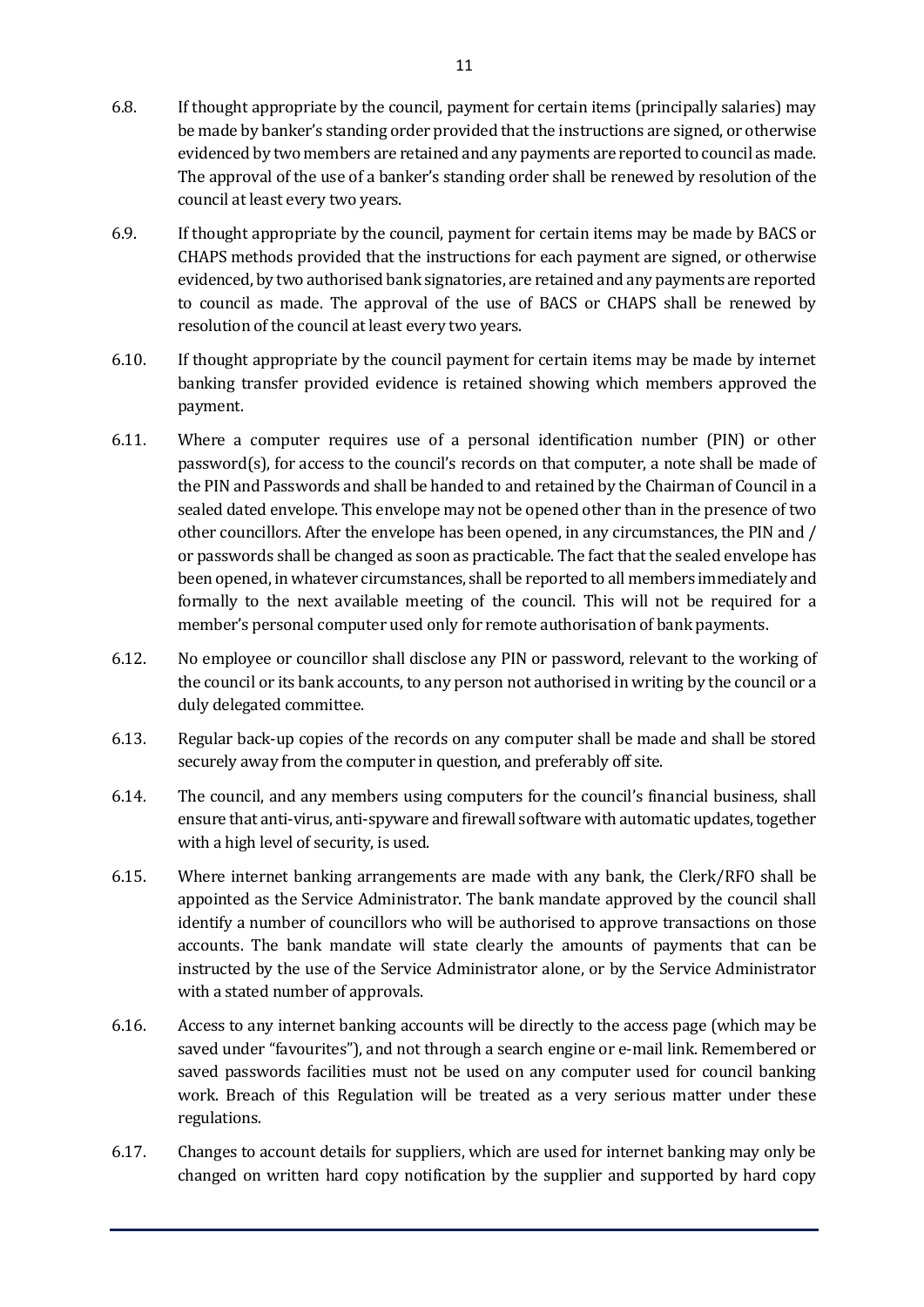6.8. If thought appropriate by the council, payment for certain items (principally salaries) may be made by banker's standing order provided that the instructions are signed, or otherwise evidenced by two members are retained and any payments are reported to council as made. The approval of the use of a banker's standing order shall be renewed by resolution of the council at least every two years.

6.9. If thought appropriate by the council, payment for certain items may be made by BACS or CHAPS methods provided that the instructions for each payment are signed, or otherwise evidenced, by two authorised bank signatories, are retained and any payments are reported to council as made. The approval of the use of BACS or CHAPS shall be renewed by resolution of the council at least every two years.

6.10. If thought appropriate by the council payment for certain items may be made by internet banking transfer provided evidence is retained showing which members approved the payment.

6.11. Where a computer requires use of a personal identification number (PIN) or other password(s), for access to the council's records on that computer, a note shall be made of the PIN and Passwords and shall be handed to and retained by the Chairman of Council in a sealed dated envelope. This envelope may not be opened other than in the presence of two other councillors. After the envelope has been opened, in any circumstances, the PIN and / or passwords shall be changed as soon as practicable. The fact that the sealed envelope has been opened, in whatever circumstances, shall be reported to all members immediately and formally to the next available meeting of the council. This will not be required for a member's personal computer used only for remote authorisation of bank payments.

6.12. No employee or councillor shall disclose any PIN or password, relevant to the working of the council or its bank accounts, to any person not authorised in writing by the council or a duly delegated committee.

6.13. Regular back-up copies of the records on any computer shall be made and shall be stored securely away from the computer in question, and preferably off site.

6.14. The council, and any members using computers for the council's financial business, shall ensure that anti-virus, anti-spyware and firewall software with automatic updates, together with a high level of security, is used.

6.15. Where internet banking arrangements are made with any bank, the Clerk/RFO shall be appointed as the Service Administrator. The bank mandate approved by the council shall identify a number of councillors who will be authorised to approve transactions on those accounts. The bank mandate will state clearly the amounts of payments that can be instructed by the use of the Service Administrator alone, or by the Service Administrator with a stated number of approvals.

6.16. Access to any internet banking accounts will be directly to the access page (which may be saved under "favourites"), and not through a search engine or e-mail link. Remembered or saved passwords facilities must not be used on any computer used for council banking work. Breach of this Regulation will be treated as a very serious matter under these regulations.

6.17. Changes to account details for suppliers, which are used for internet banking may only be changed on written hard copy notification by the supplier and supported by hard copy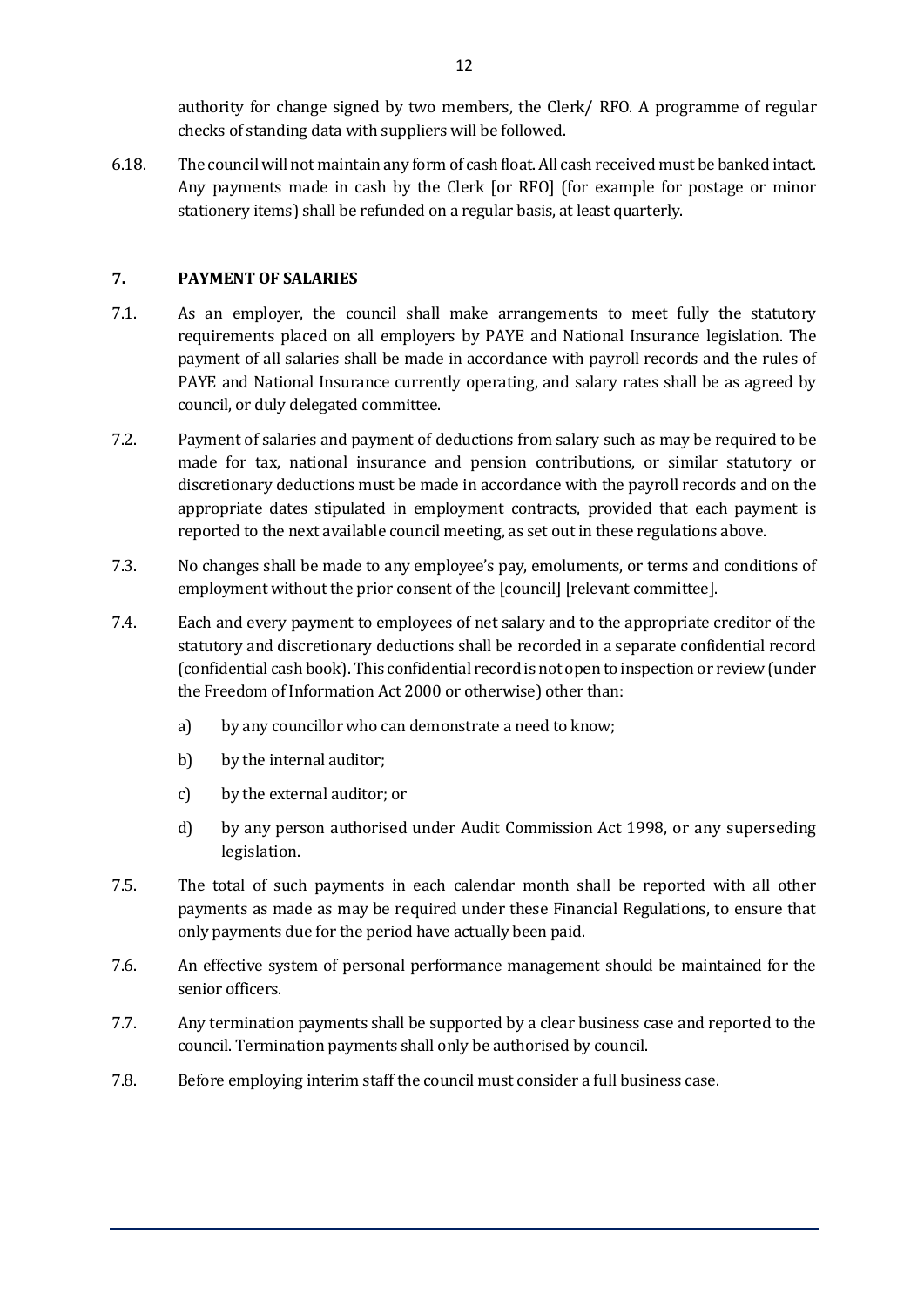authority for change signed by two members, the Clerk/ RFO. A programme of regular checks of standing data with suppliers will be followed.

6.18. The council will not maintain any form of cash float. All cash received must be banked intact. Any payments made in cash by the Clerk [or RFO] (for example for postage or minor stationery items) shall be refunded on a regular basis, at least quarterly.

## 7. PAYMENT OF SALARIES

7.1. As an employer, the council shall make arrangements to meet fully the statutory requirements placed on all employers by PAYE and National Insurance legislation. The payment of all salaries shall be made in accordance with payroll records and the rules of PAYE and National Insurance currently operating, and salary rates shall be as agreed by council, or duly delegated committee.

7.2. Payment of salaries and payment of deductions from salary such as may be required to be made for tax, national insurance and pension contributions, or similar statutory or discretionary deductions must be made in accordance with the payroll records and on the appropriate dates stipulated in employment contracts, provided that each payment is reported to the next available council meeting, as set out in these regulations above.

7.3. No changes shall be made to any employee's pay, emoluments, or terms and conditions of employment without the prior consent of the [council] [relevant committee].

7.4. Each and every payment to employees of net salary and to the appropriate creditor of the statutory and discretionary deductions shall be recorded in a separate confidential record (confidential cash book). This confidential record is not open to inspection or review (under the Freedom of Information Act 2000 or otherwise) other than:

- a) by any councillor who can demonstrate a need to know;
- b) by the internal auditor;
- c) by the external auditor; or
- d) by any person authorised under Audit Commission Act 1998, or any superseding legislation.

7.5. The total of such payments in each calendar month shall be reported with all other payments as made as may be required under these Financial Regulations, to ensure that only payments due for the period have actually been paid.

7.6. An effective system of personal performance management should be maintained for the senior officers.

7.7. Any termination payments shall be supported by a clear business case and reported to the council. Termination payments shall only be authorised by council.

7.8. Before employing interim staff the council must consider a full business case.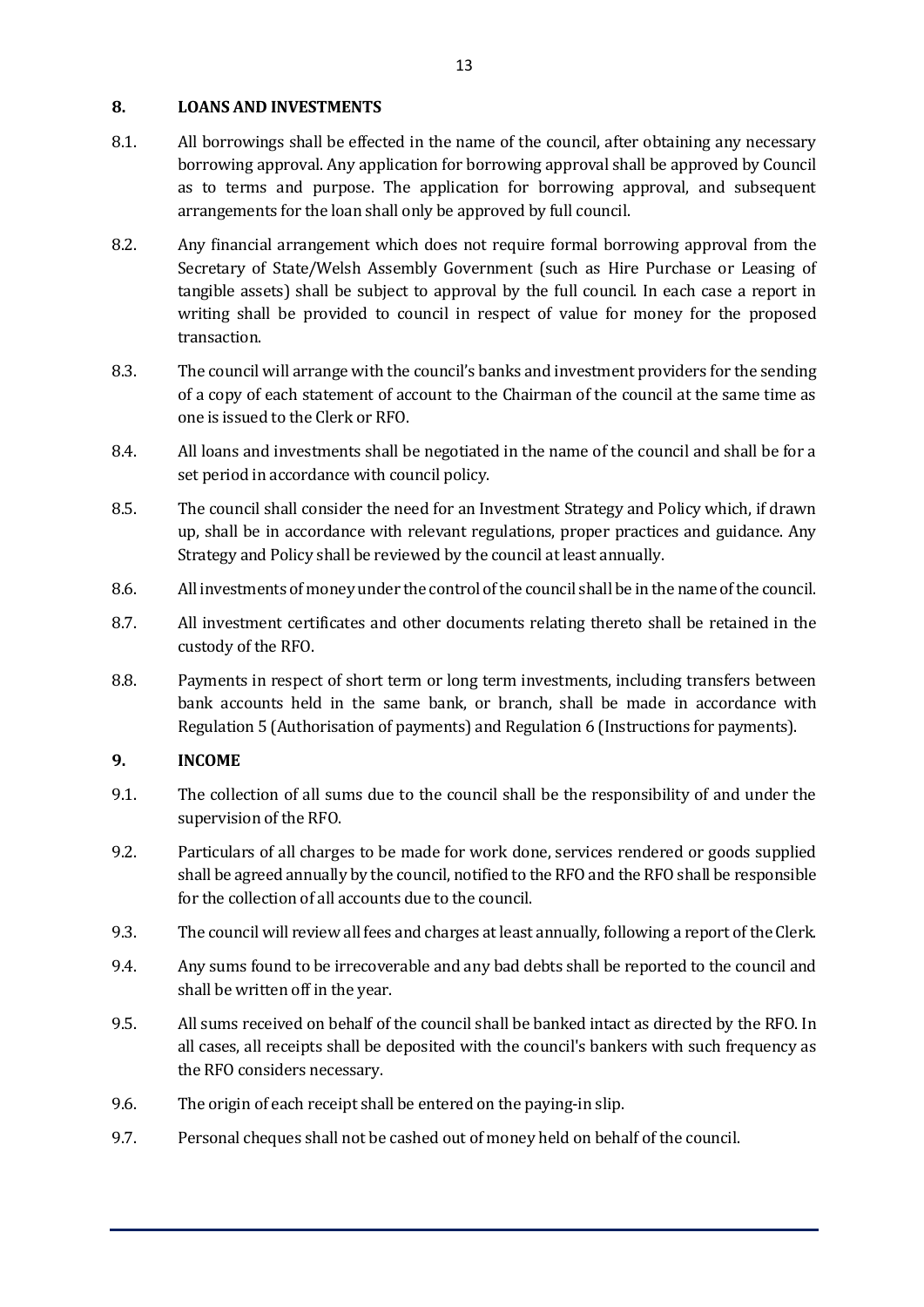## 8. LOANS AND INVESTMENTS

8.1. All borrowings shall be effected in the name of the council, after obtaining any necessary borrowing approval. Any application for borrowing approval shall be approved by Council as to terms and purpose. The application for borrowing approval, and subsequent arrangements for the loan shall only be approved by full council.

8.2. Any financial arrangement which does not require formal borrowing approval from the Secretary of State/Welsh Assembly Government (such as Hire Purchase or Leasing of tangible assets) shall be subject to approval by the full council. In each case a report in writing shall be provided to council in respect of value for money for the proposed transaction.

8.3. The council will arrange with the council's banks and investment providers for the sending of a copy of each statement of account to the Chairman of the council at the same time as one is issued to the Clerk or RFO.

8.4. All loans and investments shall be negotiated in the name of the council and shall be for a set period in accordance with council policy.

8.5. The council shall consider the need for an Investment Strategy and Policy which, if drawn up, shall be in accordance with relevant regulations, proper practices and guidance. Any Strategy and Policy shall be reviewed by the council at least annually.

8.6. All investments of money under the control of the council shall be in the name of the council.

8.7. All investment certificates and other documents relating thereto shall be retained in the custody of the RFO.

8.8. Payments in respect of short term or long term investments, including transfers between bank accounts held in the same bank, or branch, shall be made in accordance with Regulation 5 (Authorisation of payments) and Regulation 6 (Instructions for payments).

## 9. INCOME

9.1. The collection of all sums due to the council shall be the responsibility of and under the supervision of the RFO.

9.2. Particulars of all charges to be made for work done, services rendered or goods supplied shall be agreed annually by the council, notified to the RFO and the RFO shall be responsible for the collection of all accounts due to the council.

9.3. The council will review all fees and charges at least annually, following a report of the Clerk.

9.4. Any sums found to be irrecoverable and any bad debts shall be reported to the council and shall be written off in the year.

9.5. All sums received on behalf of the council shall be banked intact as directed by the RFO. In all cases, all receipts shall be deposited with the council's bankers with such frequency as the RFO considers necessary.

9.6. The origin of each receipt shall be entered on the paying-in slip.

9.7. Personal cheques shall not be cashed out of money held on behalf of the council.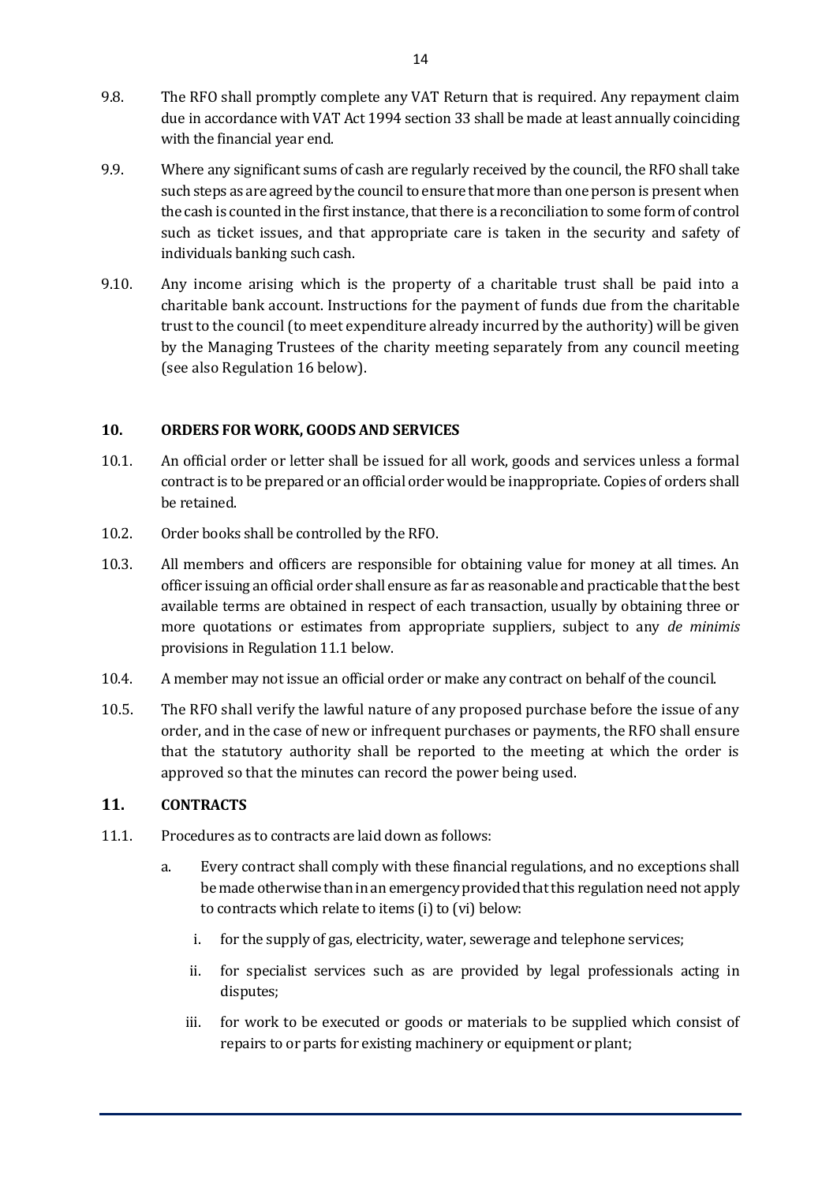9.8. The RFO shall promptly complete any VAT Return that is required. Any repayment claim due in accordance with VAT Act 1994 section 33 shall be made at least annually coinciding with the financial year end.

9.9. Where any significant sums of cash are regularly received by the council, the RFO shall take such steps as are agreed by the council to ensure that more than one person is present when the cash is counted in the first instance, that there is a reconciliation to some form of control such as ticket issues, and that appropriate care is taken in the security and safety of individuals banking such cash.

9.10. Any income arising which is the property of a charitable trust shall be paid into a charitable bank account. Instructions for the payment of funds due from the charitable trust to the council (to meet expenditure already incurred by the authority) will be given by the Managing Trustees of the charity meeting separately from any council meeting (see also Regulation 16 below).

## 10. ORDERS FOR WORK, GOODS AND SERVICES

10.1. An official order or letter shall be issued for all work, goods and services unless a formal contract is to be prepared or an official order would be inappropriate. Copies of orders shall be retained.

10.2. Order books shall be controlled by the RFO.

10.3. All members and officers are responsible for obtaining value for money at all times. An officer issuing an official order shall ensure as far as reasonable and practicable that the best available terms are obtained in respect of each transaction, usually by obtaining three or more quotations or estimates from appropriate suppliers, subject to any *de minimis* provisions in Regulation 11.1 below.

10.4. A member may not issue an official order or make any contract on behalf of the council.

10.5. The RFO shall verify the lawful nature of any proposed purchase before the issue of any order, and in the case of new or infrequent purchases or payments, the RFO shall ensure that the statutory authority shall be reported to the meeting at which the order is approved so that the minutes can record the power being used.

## 11. CONTRACTS

11.1. Procedures as to contracts are laid down as follows:

a. Every contract shall comply with these financial regulations, and no exceptions shall be made otherwise than in an emergency provided that this regulation need not apply to contracts which relate to items (i) to (vi) below:

   i. for the supply of gas, electricity, water, sewerage and telephone services;

   ii. for specialist services such as are provided by legal professionals acting in disputes;

   iii. for work to be executed or goods or materials to be supplied which consist of repairs to or parts for existing machinery or equipment or plant;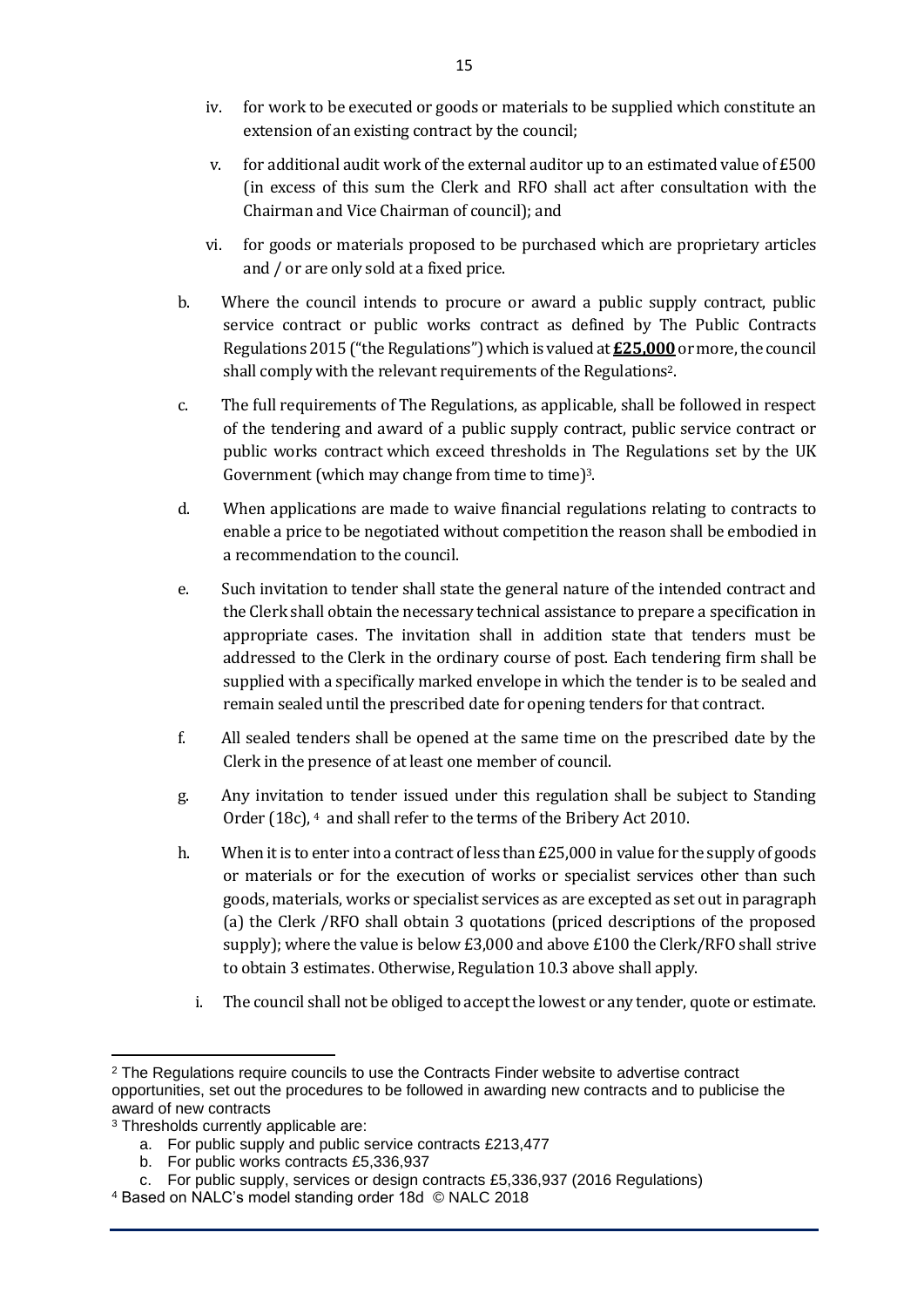iv. for work to be executed or goods or materials to be supplied which constitute an extension of an existing contract by the council;

v. for additional audit work of the external auditor up to an estimated value of £500 (in excess of this sum the Clerk and RFO shall act after consultation with the Chairman and Vice Chairman of council); and

vi. for goods or materials proposed to be purchased which are proprietary articles and / or are only sold at a fixed price.

b. Where the council intends to procure or award a public supply contract, public service contract or public works contract as defined by The Public Contracts Regulations 2015 ("the Regulations") which is valued at **£25,000** or more, the council shall comply with the relevant requirements of the Regulations[2].

c. The full requirements of The Regulations, as applicable, shall be followed in respect of the tendering and award of a public supply contract, public service contract or public works contract which exceed thresholds in The Regulations set by the UK Government (which may change from time to time)[3].

d. When applications are made to waive financial regulations relating to contracts to enable a price to be negotiated without competition the reason shall be embodied in a recommendation to the council.

e. Such invitation to tender shall state the general nature of the intended contract and the Clerk shall obtain the necessary technical assistance to prepare a specification in appropriate cases. The invitation shall in addition state that tenders must be addressed to the Clerk in the ordinary course of post. Each tendering firm shall be supplied with a specifically marked envelope in which the tender is to be sealed and remain sealed until the prescribed date for opening tenders for that contract.

f. All sealed tenders shall be opened at the same time on the prescribed date by the Clerk in the presence of at least one member of council.

g. Any invitation to tender issued under this regulation shall be subject to Standing Order (18c), [4] and shall refer to the terms of the Bribery Act 2010.

h. When it is to enter into a contract of less than £25,000 in value for the supply of goods or materials or for the execution of works or specialist services other than such goods, materials, works or specialist services as are excepted as set out in paragraph (a) the Clerk /RFO shall obtain 3 quotations (priced descriptions of the proposed supply); where the value is below £3,000 and above £100 the Clerk/RFO shall strive to obtain 3 estimates. Otherwise, Regulation 10.3 above shall apply.

i. The council shall not be obliged to accept the lowest or any tender, quote or estimate.

---

[2] The Regulations require councils to use the Contracts Finder website to advertise contract opportunities, set out the procedures to be followed in awarding new contracts and to publicise the award of new contracts

[3] Thresholds currently applicable are:

a. For public supply and public service contracts £213,477
b. For public works contracts £5,336,937
c. For public supply, services or design contracts £5,336,937 (2016 Regulations)

[4] Based on NALC's model standing order 18d © NALC 2018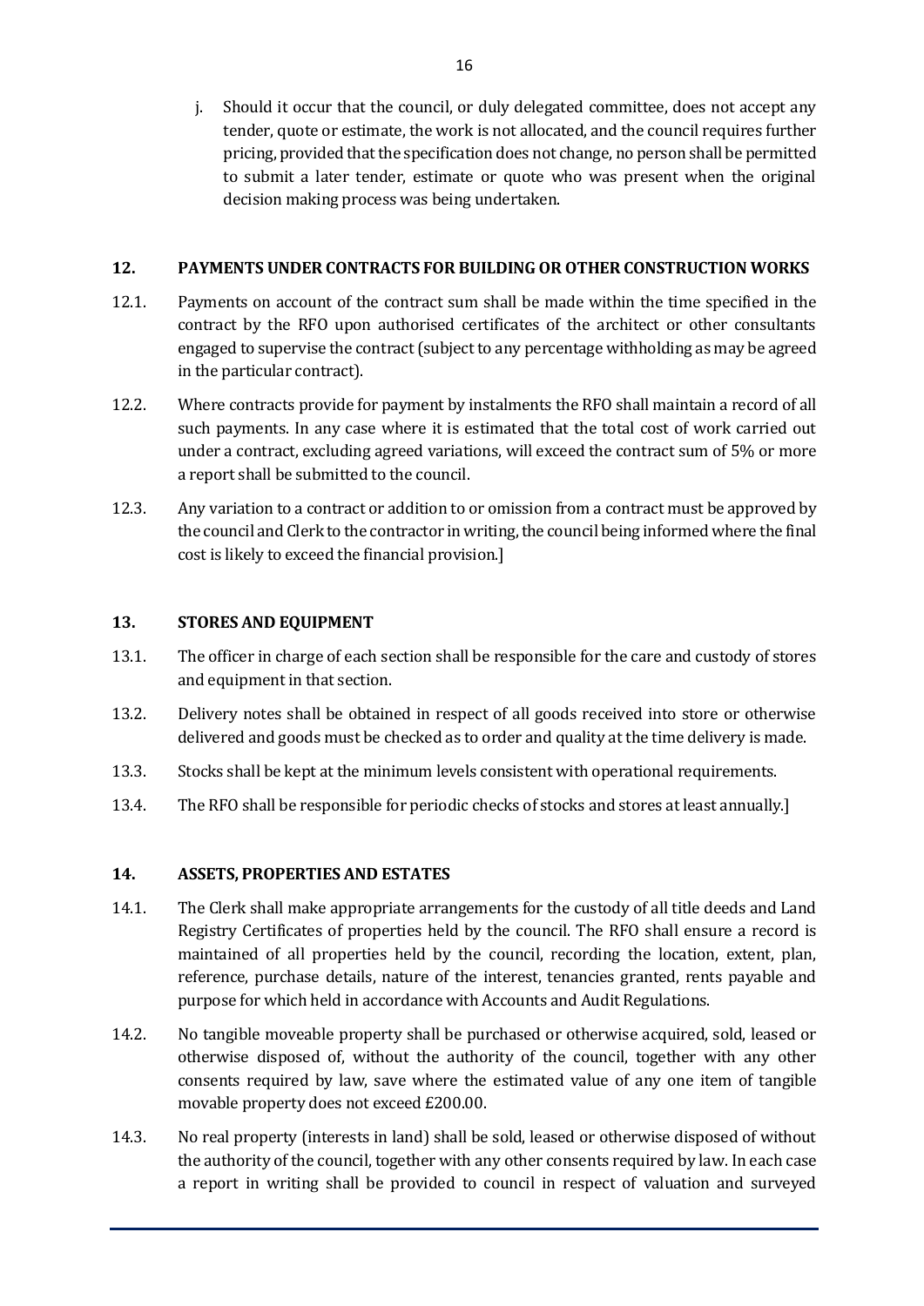j. Should it occur that the council, or duly delegated committee, does not accept any tender, quote or estimate, the work is not allocated, and the council requires further pricing, provided that the specification does not change, no person shall be permitted to submit a later tender, estimate or quote who was present when the original decision making process was being undertaken.

## 12. PAYMENTS UNDER CONTRACTS FOR BUILDING OR OTHER CONSTRUCTION WORKS

12.1. Payments on account of the contract sum shall be made within the time specified in the contract by the RFO upon authorised certificates of the architect or other consultants engaged to supervise the contract (subject to any percentage withholding as may be agreed in the particular contract).

12.2. Where contracts provide for payment by instalments the RFO shall maintain a record of all such payments. In any case where it is estimated that the total cost of work carried out under a contract, excluding agreed variations, will exceed the contract sum of 5% or more a report shall be submitted to the council.

12.3. Any variation to a contract or addition to or omission from a contract must be approved by the council and Clerk to the contractor in writing, the council being informed where the final cost is likely to exceed the financial provision.]

## 13. STORES AND EQUIPMENT

13.1. The officer in charge of each section shall be responsible for the care and custody of stores and equipment in that section.

13.2. Delivery notes shall be obtained in respect of all goods received into store or otherwise delivered and goods must be checked as to order and quality at the time delivery is made.

13.3. Stocks shall be kept at the minimum levels consistent with operational requirements.

13.4. The RFO shall be responsible for periodic checks of stocks and stores at least annually.]

## 14. ASSETS, PROPERTIES AND ESTATES

14.1. The Clerk shall make appropriate arrangements for the custody of all title deeds and Land Registry Certificates of properties held by the council. The RFO shall ensure a record is maintained of all properties held by the council, recording the location, extent, plan, reference, purchase details, nature of the interest, tenancies granted, rents payable and purpose for which held in accordance with Accounts and Audit Regulations.

14.2. No tangible moveable property shall be purchased or otherwise acquired, sold, leased or otherwise disposed of, without the authority of the council, together with any other consents required by law, save where the estimated value of any one item of tangible movable property does not exceed £200.00.

14.3. No real property (interests in land) shall be sold, leased or otherwise disposed of without the authority of the council, together with any other consents required by law. In each case a report in writing shall be provided to council in respect of valuation and surveyed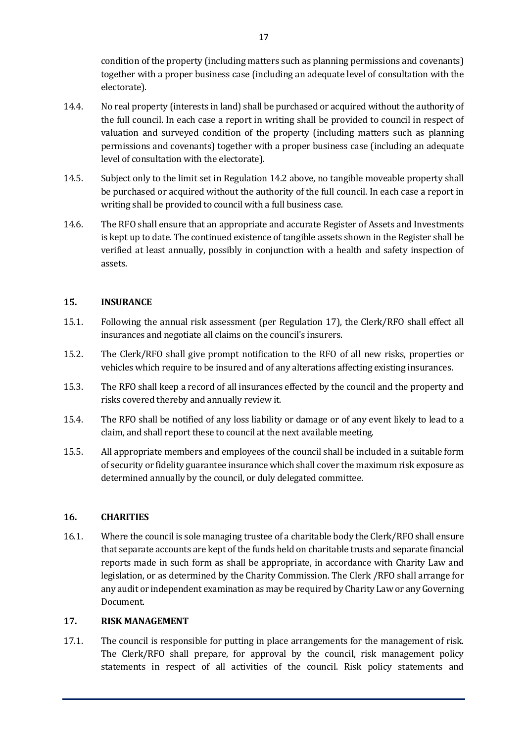condition of the property (including matters such as planning permissions and covenants) together with a proper business case (including an adequate level of consultation with the electorate).

14.4. No real property (interests in land) shall be purchased or acquired without the authority of the full council. In each case a report in writing shall be provided to council in respect of valuation and surveyed condition of the property (including matters such as planning permissions and covenants) together with a proper business case (including an adequate level of consultation with the electorate).

14.5. Subject only to the limit set in Regulation 14.2 above, no tangible moveable property shall be purchased or acquired without the authority of the full council. In each case a report in writing shall be provided to council with a full business case.

14.6. The RFO shall ensure that an appropriate and accurate Register of Assets and Investments is kept up to date. The continued existence of tangible assets shown in the Register shall be verified at least annually, possibly in conjunction with a health and safety inspection of assets.

## 15. INSURANCE

15.1. Following the annual risk assessment (per Regulation 17), the Clerk/RFO shall effect all insurances and negotiate all claims on the council's insurers.

15.2. The Clerk/RFO shall give prompt notification to the RFO of all new risks, properties or vehicles which require to be insured and of any alterations affecting existing insurances.

15.3. The RFO shall keep a record of all insurances effected by the council and the property and risks covered thereby and annually review it.

15.4. The RFO shall be notified of any loss liability or damage or of any event likely to lead to a claim, and shall report these to council at the next available meeting.

15.5. All appropriate members and employees of the council shall be included in a suitable form of security or fidelity guarantee insurance which shall cover the maximum risk exposure as determined annually by the council, or duly delegated committee.

## 16. CHARITIES

16.1. Where the council is sole managing trustee of a charitable body the Clerk/RFO shall ensure that separate accounts are kept of the funds held on charitable trusts and separate financial reports made in such form as shall be appropriate, in accordance with Charity Law and legislation, or as determined by the Charity Commission. The Clerk /RFO shall arrange for any audit or independent examination as may be required by Charity Law or any Governing Document.

## 17. RISK MANAGEMENT

17.1. The council is responsible for putting in place arrangements for the management of risk. The Clerk/RFO shall prepare, for approval by the council, risk management policy statements in respect of all activities of the council. Risk policy statements and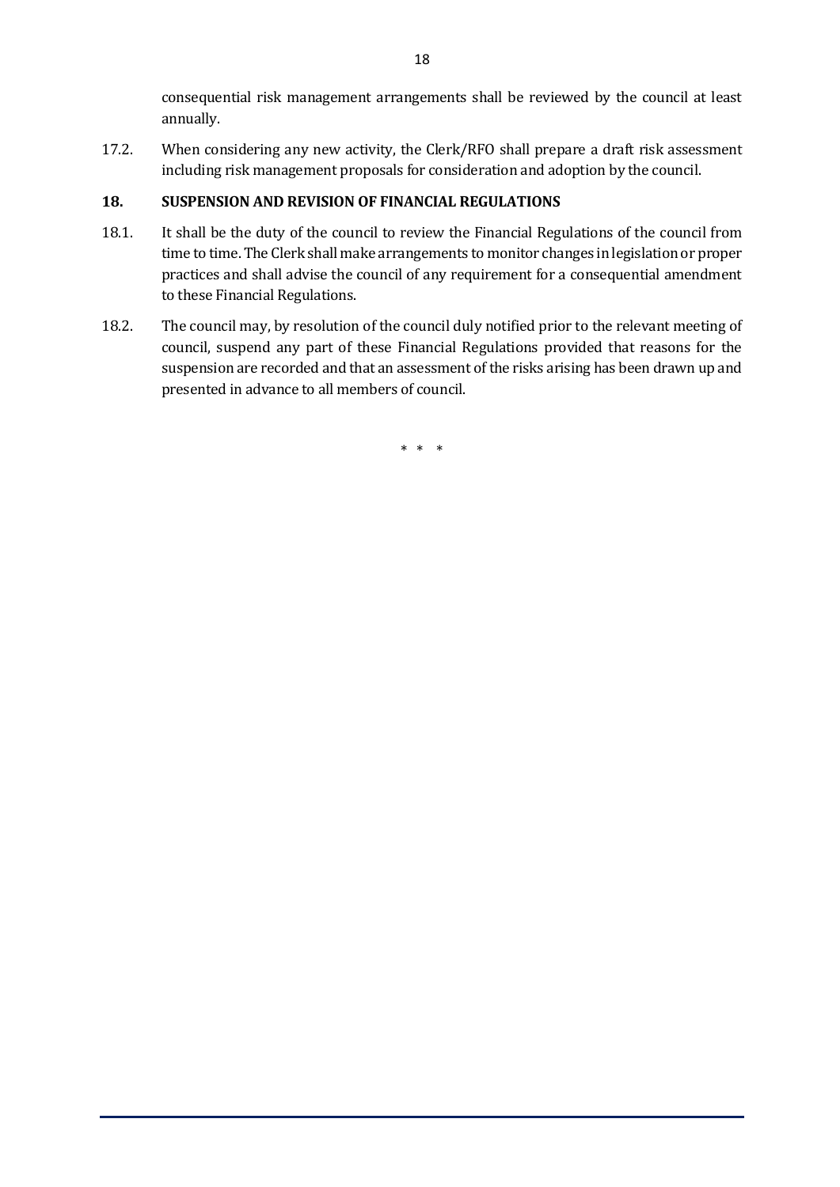consequential risk management arrangements shall be reviewed by the council at least annually.

17.2. When considering any new activity, the Clerk/RFO shall prepare a draft risk assessment including risk management proposals for consideration and adoption by the council.

## 18. SUSPENSION AND REVISION OF FINANCIAL REGULATIONS

18.1. It shall be the duty of the council to review the Financial Regulations of the council from time to time. The Clerk shall make arrangements to monitor changes in legislation or proper practices and shall advise the council of any requirement for a consequential amendment to these Financial Regulations.

18.2. The council may, by resolution of the council duly notified prior to the relevant meeting of council, suspend any part of these Financial Regulations provided that reasons for the suspension are recorded and that an assessment of the risks arising has been drawn up and presented in advance to all members of council.

\* \* \*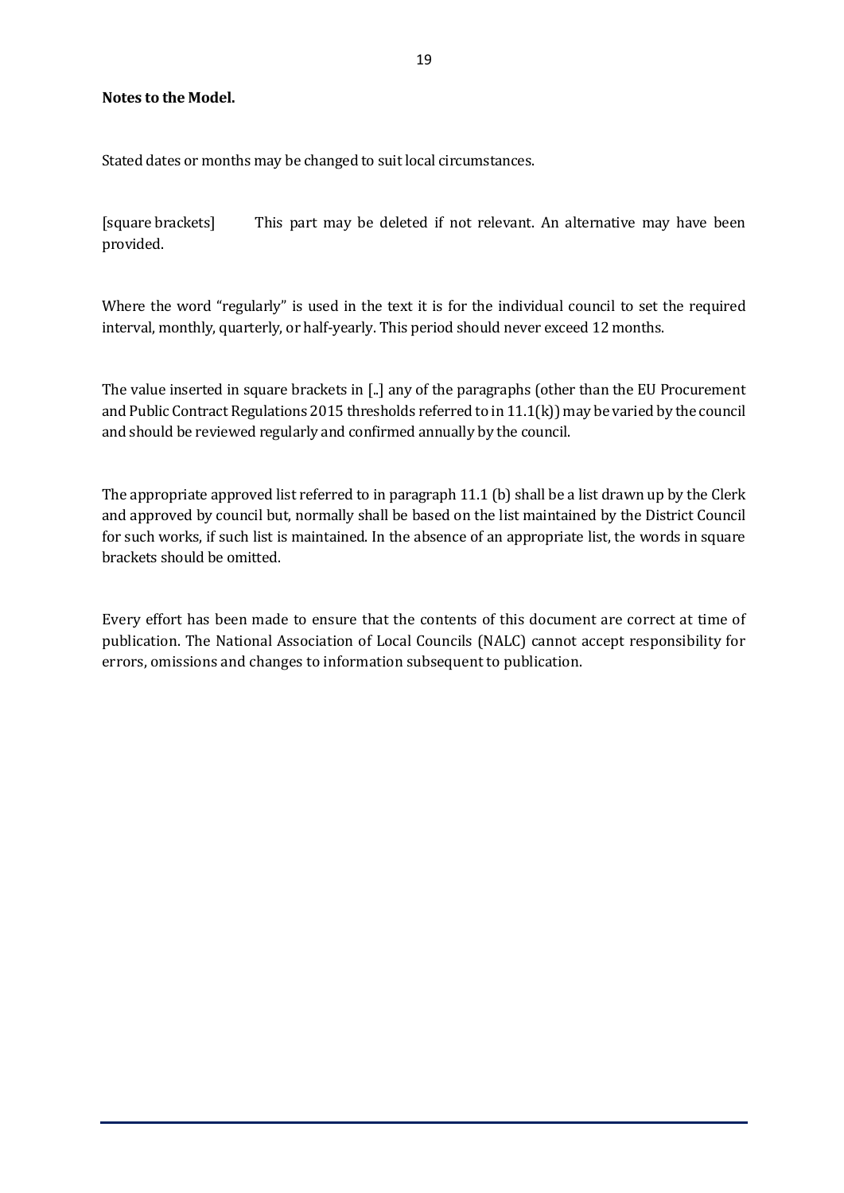**Notes to the Model.**

Stated dates or months may be changed to suit local circumstances.

[square brackets] This part may be deleted if not relevant. An alternative may have been provided.

Where the word "regularly" is used in the text it is for the individual council to set the required interval, monthly, quarterly, or half-yearly. This period should never exceed 12 months.

The value inserted in square brackets in [..] any of the paragraphs (other than the EU Procurement and Public Contract Regulations 2015 thresholds referred to in 11.1(k)) may be varied by the council and should be reviewed regularly and confirmed annually by the council.

The appropriate approved list referred to in paragraph 11.1 (b) shall be a list drawn up by the Clerk and approved by council but, normally shall be based on the list maintained by the District Council for such works, if such list is maintained. In the absence of an appropriate list, the words in square brackets should be omitted.

Every effort has been made to ensure that the contents of this document are correct at time of publication. The National Association of Local Councils (NALC) cannot accept responsibility for errors, omissions and changes to information subsequent to publication.